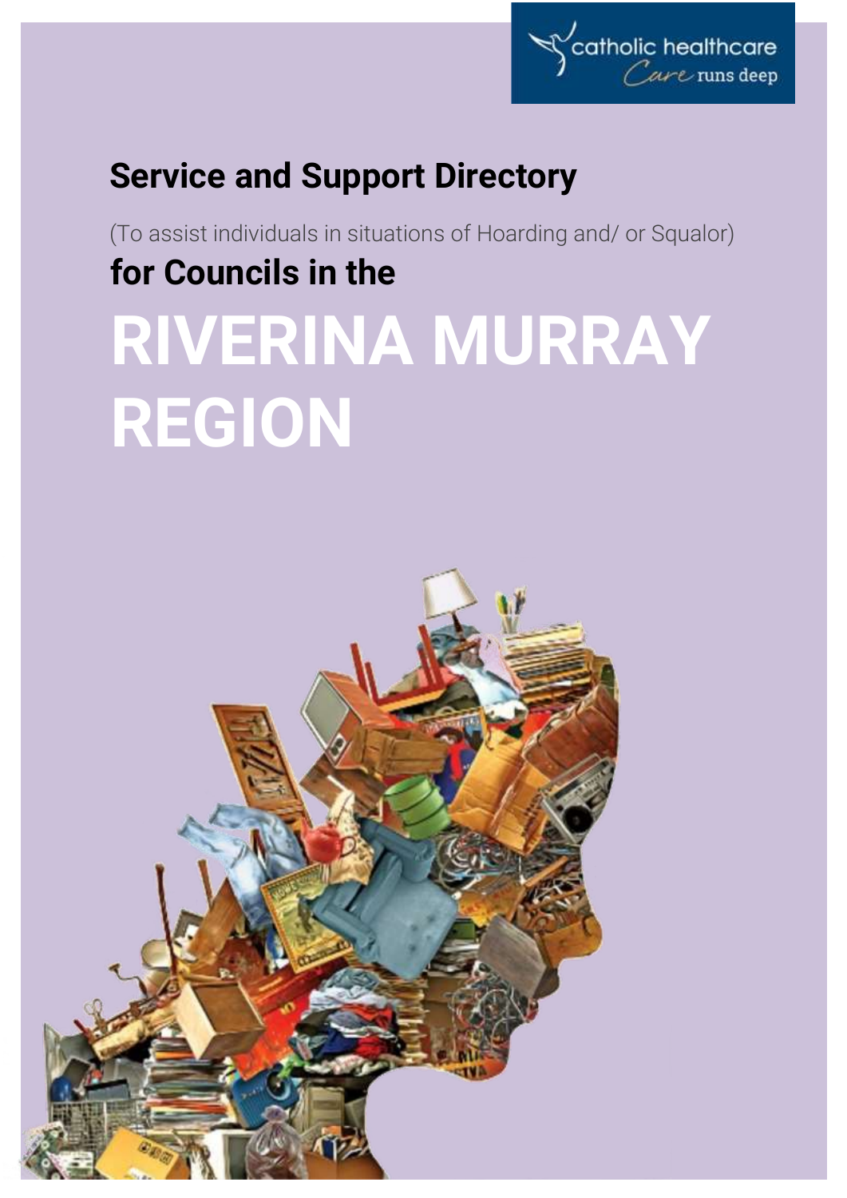catholic healthcare
*Care runs deep*

# Service and Support Directory

(To assist individuals in situations of Hoarding and/ or Squalor)

## for Councils in the

# RIVERINA MURRAY REGION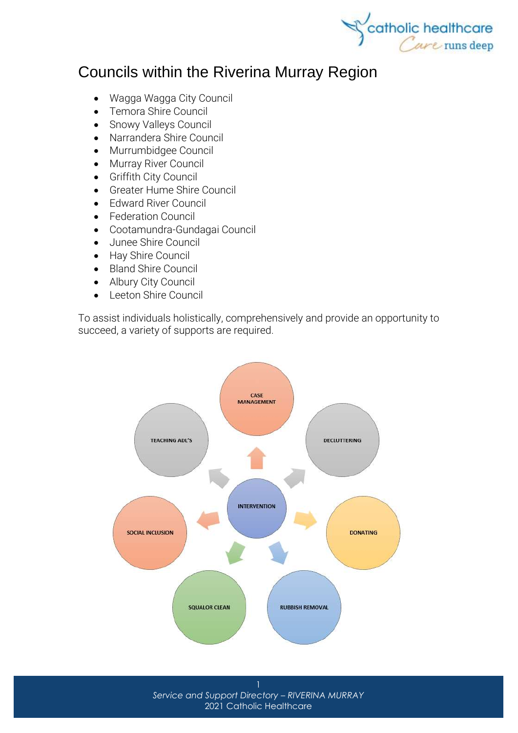# Councils within the Riverina Murray Region

- Wagga Wagga City Council
- Temora Shire Council
- Snowy Valleys Council
- Narrandera Shire Council
- Murrumbidgee Council
- Murray River Council
- Griffith City Council
- Greater Hume Shire Council
- Edward River Council
- Federation Council
- Cootamundra-Gundagai Council
- Junee Shire Council
- Hay Shire Council
- Bland Shire Council
- Albury City Council
- Leeton Shire Council

To assist individuals holistically, comprehensively and provide an opportunity to succeed, a variety of supports are required.

INTERVENTION

CASE MANAGEMENT

DECLUTTERING

DONATING

RUBBISH REMOVAL

SQUALOR CLEAN

SOCIAL INCLUSION

TEACHING ADL'S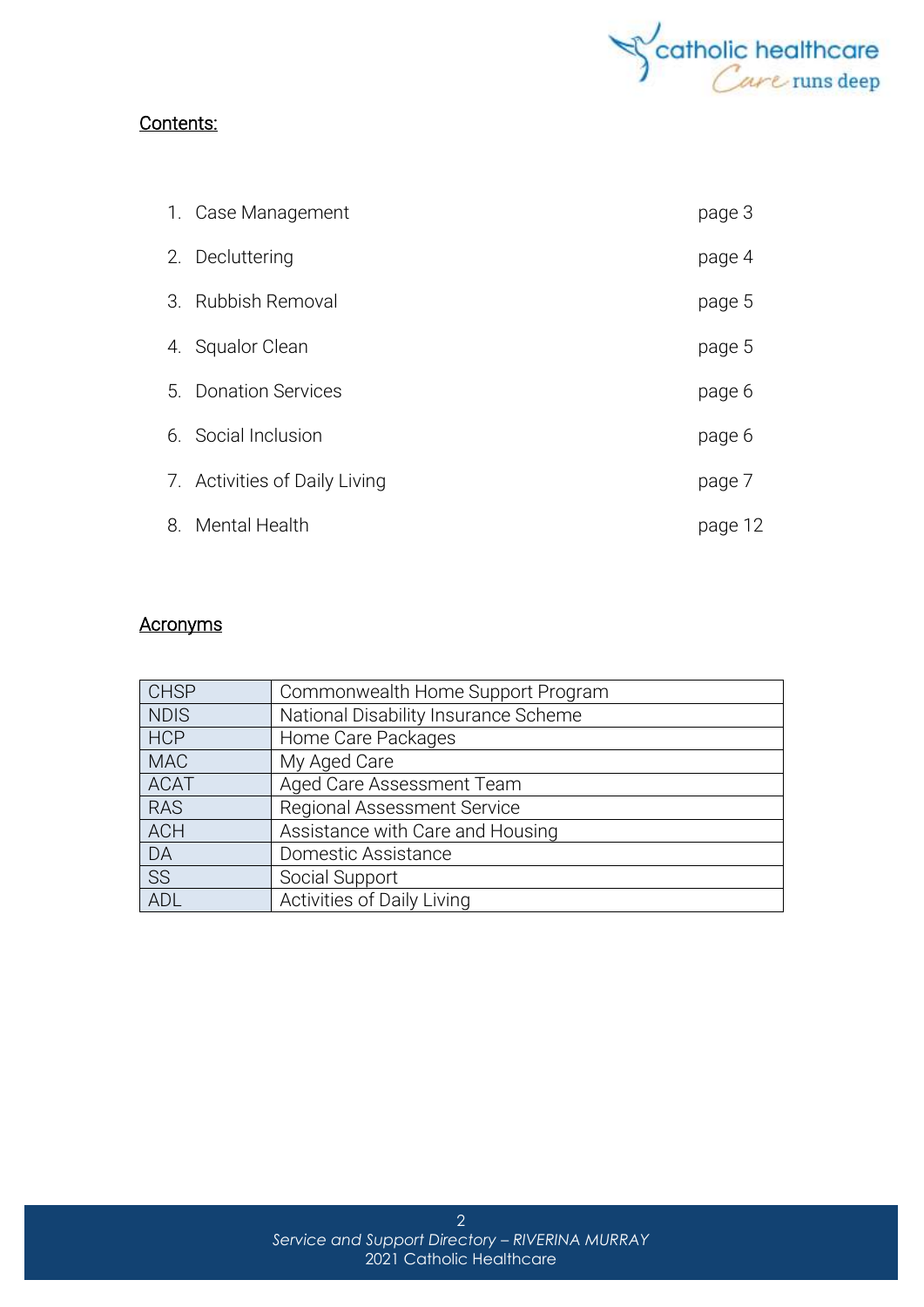## Contents:

1. Case Management page 3
2. Decluttering page 4
3. Rubbish Removal page 5
4. Squalor Clean page 5
5. Donation Services page 6
6. Social Inclusion page 6
7. Activities of Daily Living page 7
8. Mental Health page 12

## Acronyms

| | |
|---|---|
| CHSP | Commonwealth Home Support Program |
| NDIS | National Disability Insurance Scheme |
| HCP | Home Care Packages |
| MAC | My Aged Care |
| ACAT | Aged Care Assessment Team |
| RAS | Regional Assessment Service |
| ACH | Assistance with Care and Housing |
| DA | Domestic Assistance |
| SS | Social Support |
| ADL | Activities of Daily Living |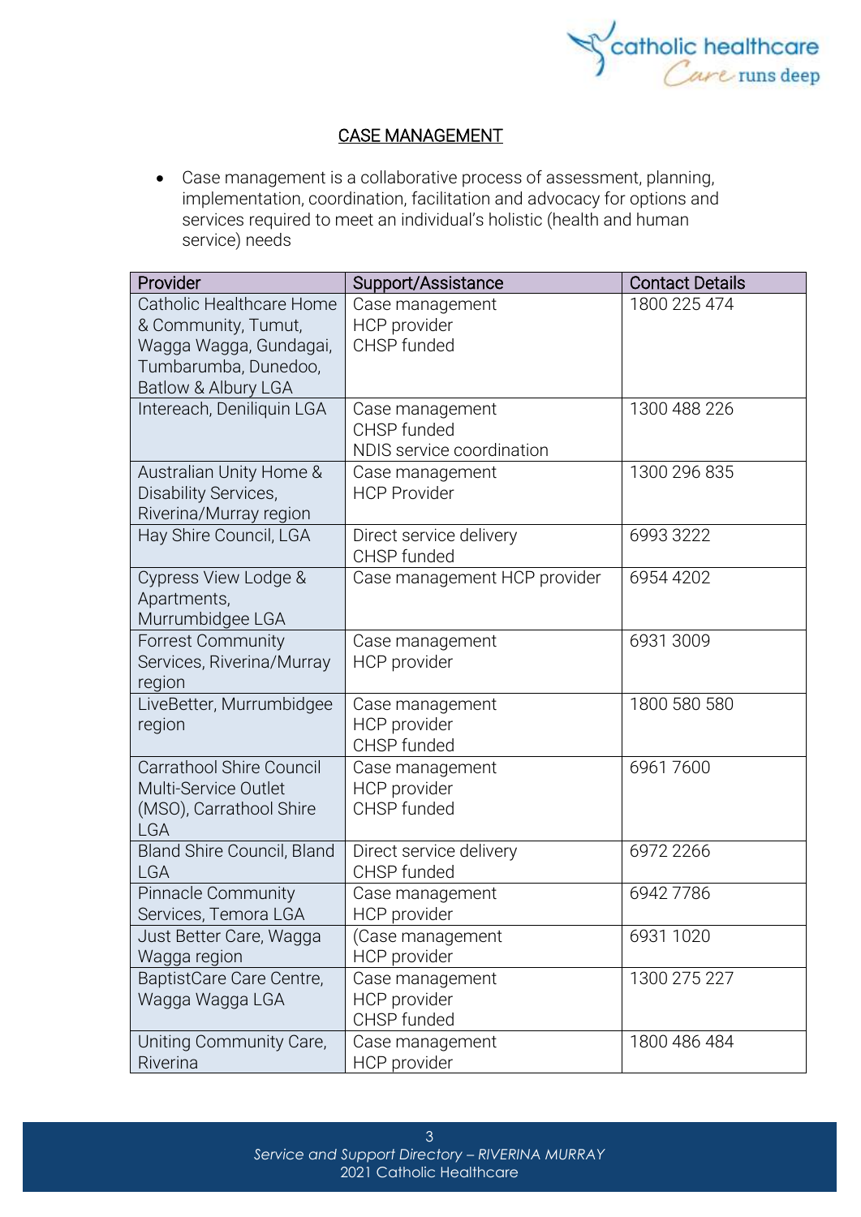## CASE MANAGEMENT

- Case management is a collaborative process of assessment, planning, implementation, coordination, facilitation and advocacy for options and services required to meet an individual's holistic (health and human service) needs

| Provider | Support/Assistance | Contact Details |
|---|---|---|
| Catholic Healthcare Home & Community, Tumut, Wagga Wagga, Gundagai, Tumbarumba, Dunedoo, Batlow & Albury LGA | Case management<br>HCP provider<br>CHSP funded | 1800 225 474 |
| Intereach, Deniliquin LGA | Case management<br>CHSP funded<br>NDIS service coordination | 1300 488 226 |
| Australian Unity Home & Disability Services, Riverina/Murray region | Case management<br>HCP Provider | 1300 296 835 |
| Hay Shire Council, LGA | Direct service delivery<br>CHSP funded | 6993 3222 |
| Cypress View Lodge & Apartments, Murrumbidgee LGA | Case management HCP provider | 6954 4202 |
| Forrest Community Services, Riverina/Murray region | Case management<br>HCP provider | 6931 3009 |
| LiveBetter, Murrumbidgee region | Case management<br>HCP provider<br>CHSP funded | 1800 580 580 |
| Carrathool Shire Council Multi-Service Outlet (MSO), Carrathool Shire LGA | Case management<br>HCP provider<br>CHSP funded | 6961 7600 |
| Bland Shire Council, Bland LGA | Direct service delivery<br>CHSP funded | 6972 2266 |
| Pinnacle Community Services, Temora LGA | Case management<br>HCP provider | 6942 7786 |
| Just Better Care, Wagga Wagga region | (Case management<br>HCP provider | 6931 1020 |
| BaptistCare Care Centre, Wagga Wagga LGA | Case management<br>HCP provider<br>CHSP funded | 1300 275 227 |
| Uniting Community Care, Riverina | Case management<br>HCP provider | 1800 486 484 |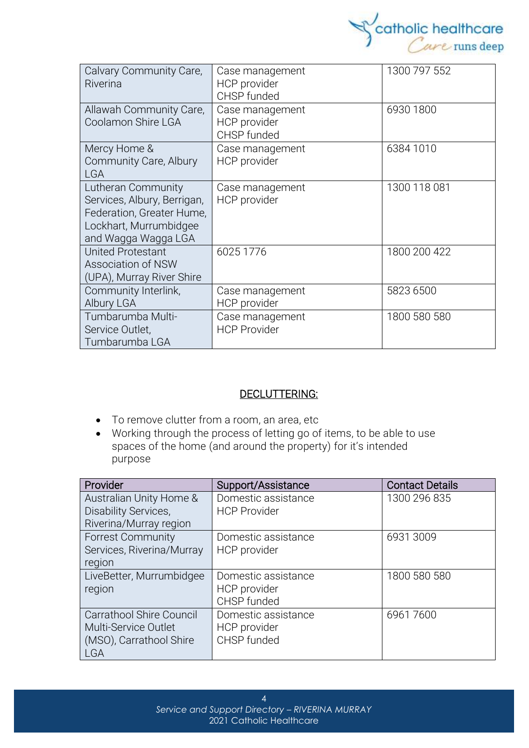| Calvary Community Care, Riverina | Case management<br>HCP provider<br>CHSP funded | 1300 797 552 |
|---|---|---|
| Allawah Community Care, Coolamon Shire LGA | Case management<br>HCP provider<br>CHSP funded | 6930 1800 |
| Mercy Home & Community Care, Albury LGA | Case management<br>HCP provider | 6384 1010 |
| Lutheran Community Services, Albury, Berrigan, Federation, Greater Hume, Lockhart, Murrumbidgee and Wagga Wagga LGA | Case management<br>HCP provider | 1300 118 081 |
| United Protestant Association of NSW (UPA), Murray River Shire | 6025 1776 | 1800 200 422 |
| Community Interlink, Albury LGA | Case management<br>HCP provider | 5823 6500 |
| Tumbarumba Multi-Service Outlet, Tumbarumba LGA | Case management<br>HCP Provider | 1800 580 580 |

## DECLUTTERING:

- To remove clutter from a room, an area, etc
- Working through the process of letting go of items, to be able to use spaces of the home (and around the property) for it's intended purpose

| Provider | Support/Assistance | Contact Details |
|---|---|---|
| Australian Unity Home & Disability Services, Riverina/Murray region | Domestic assistance<br>HCP Provider | 1300 296 835 |
| Forrest Community Services, Riverina/Murray region | Domestic assistance<br>HCP provider | 6931 3009 |
| LiveBetter, Murrumbidgee region | Domestic assistance<br>HCP provider<br>CHSP funded | 1800 580 580 |
| Carrathool Shire Council Multi-Service Outlet (MSO), Carrathool Shire LGA | Domestic assistance<br>HCP provider<br>CHSP funded | 6961 7600 |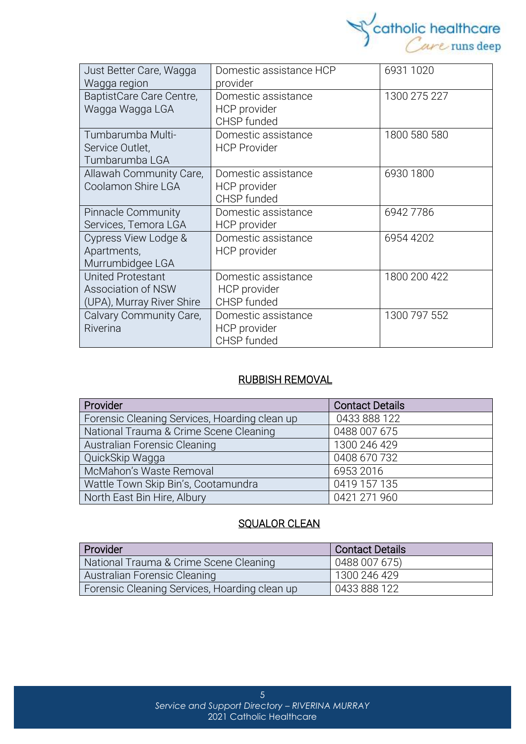| | | |
|---|---|---|
| Just Better Care, Wagga Wagga region | Domestic assistance HCP provider | 6931 1020 |
| BaptistCare Care Centre, Wagga Wagga LGA | Domestic assistance<br>HCP provider<br>CHSP funded | 1300 275 227 |
| Tumbarumba Multi-Service Outlet, Tumbarumba LGA | Domestic assistance<br>HCP Provider | 1800 580 580 |
| Allawah Community Care, Coolamon Shire LGA | Domestic assistance<br>HCP provider<br>CHSP funded | 6930 1800 |
| Pinnacle Community Services, Temora LGA | Domestic assistance<br>HCP provider | 6942 7786 |
| Cypress View Lodge & Apartments, Murrumbidgee LGA | Domestic assistance<br>HCP provider | 6954 4202 |
| United Protestant Association of NSW (UPA), Murray River Shire | Domestic assistance<br>HCP provider<br>CHSP funded | 1800 200 422 |
| Calvary Community Care, Riverina | Domestic assistance<br>HCP provider<br>CHSP funded | 1300 797 552 |

## RUBBISH REMOVAL

| Provider | Contact Details |
|---|---|
| Forensic Cleaning Services, Hoarding clean up | 0433 888 122 |
| National Trauma & Crime Scene Cleaning | 0488 007 675 |
| Australian Forensic Cleaning | 1300 246 429 |
| QuickSkip Wagga | 0408 670 732 |
| McMahon's Waste Removal | 6953 2016 |
| Wattle Town Skip Bin's, Cootamundra | 0419 157 135 |
| North East Bin Hire, Albury | 0421 271 960 |

## SQUALOR CLEAN

| Provider | Contact Details |
|---|---|
| National Trauma & Crime Scene Cleaning | 0488 007 675) |
| Australian Forensic Cleaning | 1300 246 429 |
| Forensic Cleaning Services, Hoarding clean up | 0433 888 122 |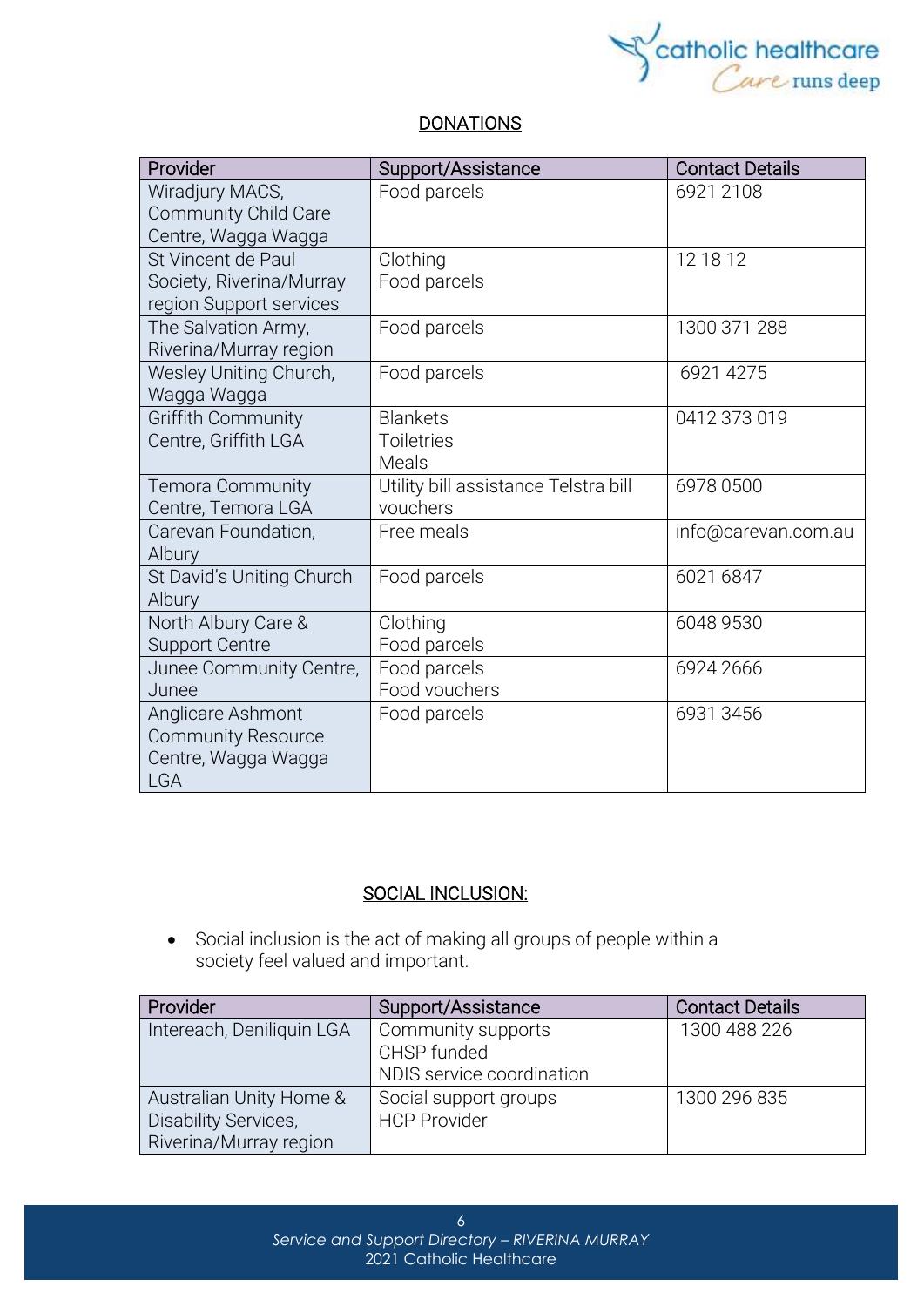## DONATIONS

| Provider | Support/Assistance | Contact Details |
|---|---|---|
| Wiradjury MACS, Community Child Care Centre, Wagga Wagga | Food parcels | 6921 2108 |
| St Vincent de Paul Society, Riverina/Murray region Support services | Clothing<br>Food parcels | 12 18 12 |
| The Salvation Army, Riverina/Murray region | Food parcels | 1300 371 288 |
| Wesley Uniting Church, Wagga Wagga | Food parcels | 6921 4275 |
| Griffith Community Centre, Griffith LGA | Blankets<br>Toiletries<br>Meals | 0412 373 019 |
| Temora Community Centre, Temora LGA | Utility bill assistance Telstra bill vouchers | 6978 0500 |
| Carevan Foundation, Albury | Free meals | info@carevan.com.au |
| St David's Uniting Church Albury | Food parcels | 6021 6847 |
| North Albury Care & Support Centre | Clothing<br>Food parcels | 6048 9530 |
| Junee Community Centre, Junee | Food parcels<br>Food vouchers | 6924 2666 |
| Anglicare Ashmont Community Resource Centre, Wagga Wagga LGA | Food parcels | 6931 3456 |

## SOCIAL INCLUSION:

- Social inclusion is the act of making all groups of people within a society feel valued and important.

| Provider | Support/Assistance | Contact Details |
|---|---|---|
| Intereach, Deniliquin LGA | Community supports<br>CHSP funded<br>NDIS service coordination | 1300 488 226 |
| Australian Unity Home & Disability Services, Riverina/Murray region | Social support groups<br>HCP Provider | 1300 296 835 |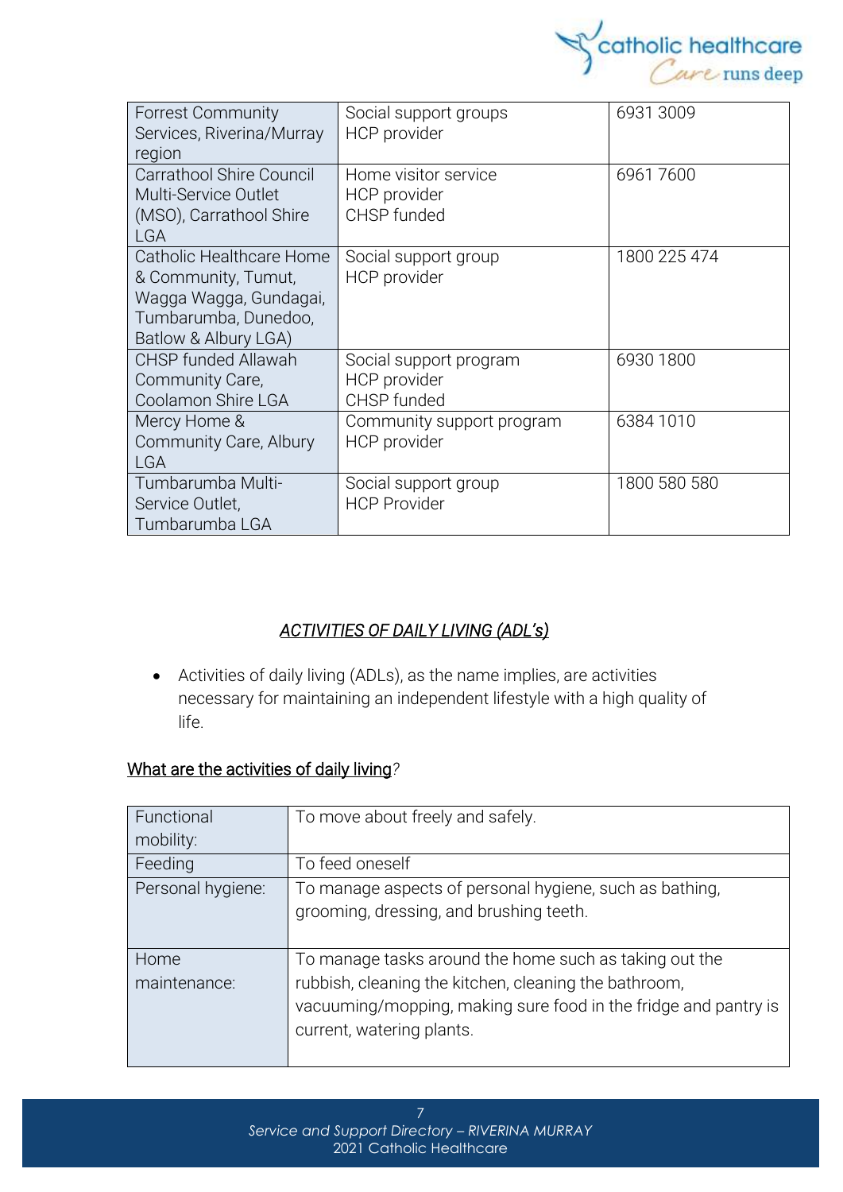| Forrest Community Services, Riverina/Murray region | Social support groups<br>HCP provider | 6931 3009 |
|---|---|---|
| Carrathool Shire Council Multi-Service Outlet (MSO), Carrathool Shire LGA | Home visitor service<br>HCP provider<br>CHSP funded | 6961 7600 |
| Catholic Healthcare Home & Community, Tumut, Wagga Wagga, Gundagai, Tumbarumba, Dunedoo, Batlow & Albury LGA) | Social support group<br>HCP provider | 1800 225 474 |
| CHSP funded Allawah Community Care, Coolamon Shire LGA | Social support program<br>HCP provider<br>CHSP funded | 6930 1800 |
| Mercy Home & Community Care, Albury LGA | Community support program<br>HCP provider | 6384 1010 |
| Tumbarumba Multi-Service Outlet, Tumbarumba LGA | Social support group<br>HCP Provider | 1800 580 580 |

## *ACTIVITIES OF DAILY LIVING (ADL's)*

- Activities of daily living (ADLs), as the name implies, are activities necessary for maintaining an independent lifestyle with a high quality of life.

### What are the activities of daily living?

| Functional mobility: | To move about freely and safely. |
|---|---|
| Feeding | To feed oneself |
| Personal hygiene: | To manage aspects of personal hygiene, such as bathing, grooming, dressing, and brushing teeth. |
| Home maintenance: | To manage tasks around the home such as taking out the rubbish, cleaning the kitchen, cleaning the bathroom, vacuuming/mopping, making sure food in the fridge and pantry is current, watering plants. |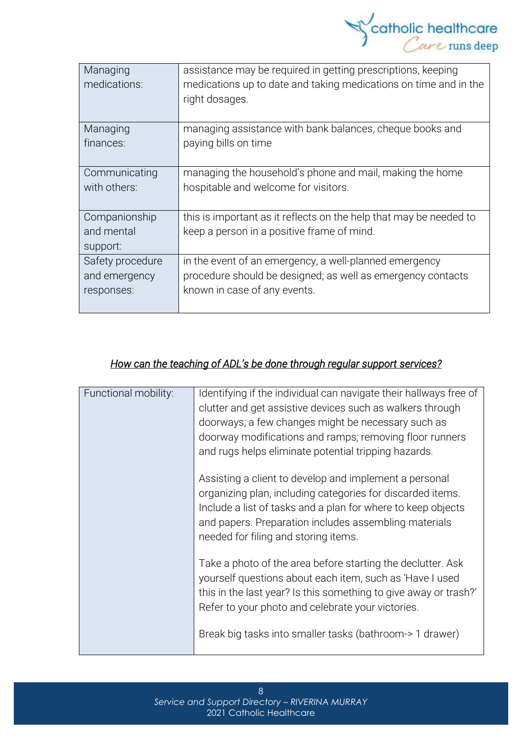| Managing medications: | assistance may be required in getting prescriptions, keeping medications up to date and taking medications on time and in the right dosages. |
|---|---|
| Managing finances: | managing assistance with bank balances, cheque books and paying bills on time |
| Communicating with others: | managing the household's phone and mail, making the home hospitable and welcome for visitors. |
| Companionship and mental support: | this is important as it reflects on the help that may be needed to keep a person in a positive frame of mind. |
| Safety procedure and emergency responses: | in the event of an emergency, a well-planned emergency procedure should be designed; as well as emergency contacts known in case of any events. |

*How can the teaching of ADL's be done through regular support services?*

| Functional mobility: | Identifying if the individual can navigate their hallways free of clutter and get assistive devices such as walkers through doorways; a few changes might be necessary such as doorway modifications and ramps; removing floor runners and rugs helps eliminate potential tripping hazards.<br><br>Assisting a client to develop and implement a personal organizing plan, including categories for discarded items. Include a list of tasks and a plan for where to keep objects and papers. Preparation includes assembling materials needed for filing and storing items.<br><br>Take a photo of the area before starting the declutter. Ask yourself questions about each item, such as 'Have I used this in the last year? Is this something to give away or trash?' Refer to your photo and celebrate your victories.<br><br>Break big tasks into smaller tasks (bathroom-> 1 drawer) |
|---|---|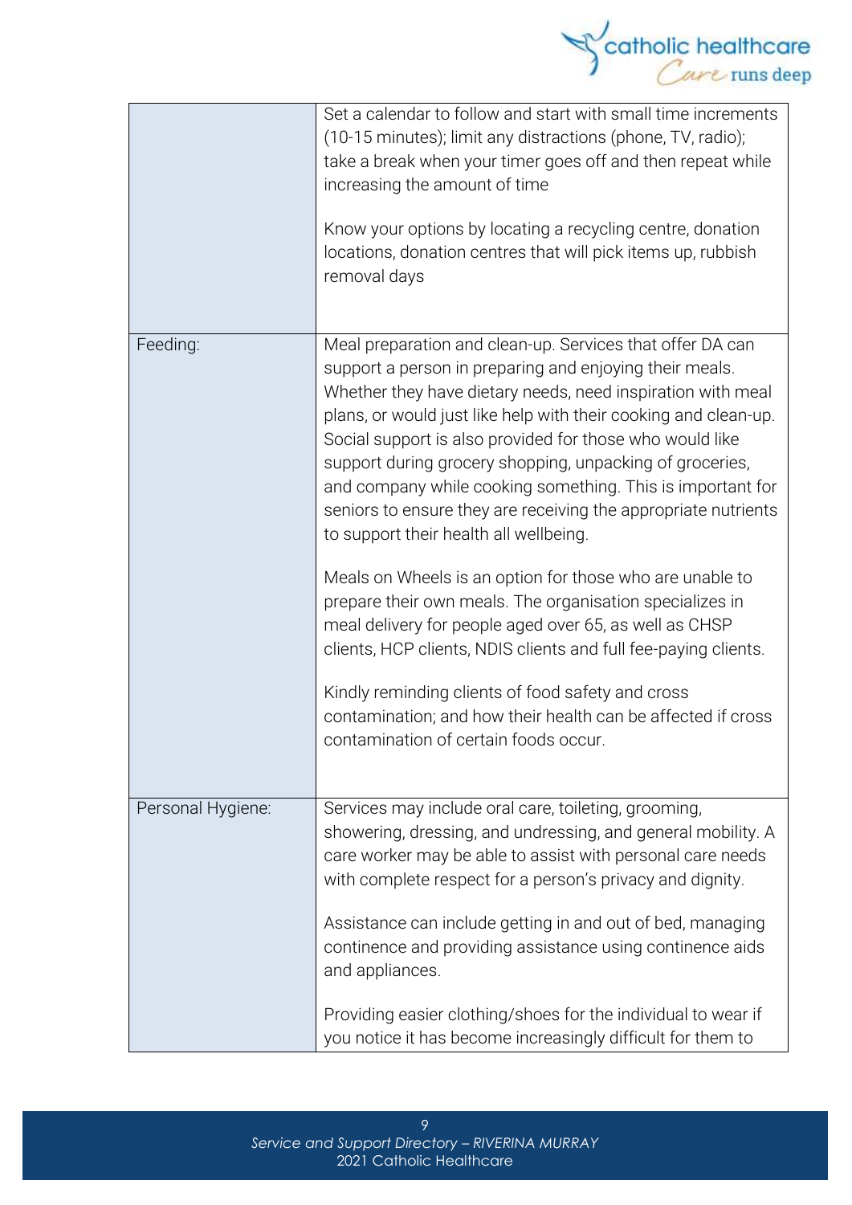| | |
|---|---|
| | Set a calendar to follow and start with small time increments (10-15 minutes); limit any distractions (phone, TV, radio); take a break when your timer goes off and then repeat while increasing the amount of time<br><br>Know your options by locating a recycling centre, donation locations, donation centres that will pick items up, rubbish removal days |
| Feeding: | Meal preparation and clean-up. Services that offer DA can support a person in preparing and enjoying their meals. Whether they have dietary needs, need inspiration with meal plans, or would just like help with their cooking and clean-up. Social support is also provided for those who would like support during grocery shopping, unpacking of groceries, and company while cooking something. This is important for seniors to ensure they are receiving the appropriate nutrients to support their health all wellbeing.<br><br>Meals on Wheels is an option for those who are unable to prepare their own meals. The organisation specializes in meal delivery for people aged over 65, as well as CHSP clients, HCP clients, NDIS clients and full fee-paying clients.<br><br>Kindly reminding clients of food safety and cross contamination; and how their health can be affected if cross contamination of certain foods occur. |
| Personal Hygiene: | Services may include oral care, toileting, grooming, showering, dressing, and undressing, and general mobility. A care worker may be able to assist with personal care needs with complete respect for a person's privacy and dignity.<br><br>Assistance can include getting in and out of bed, managing continence and providing assistance using continence aids and appliances.<br><br>Providing easier clothing/shoes for the individual to wear if you notice it has become increasingly difficult for them to |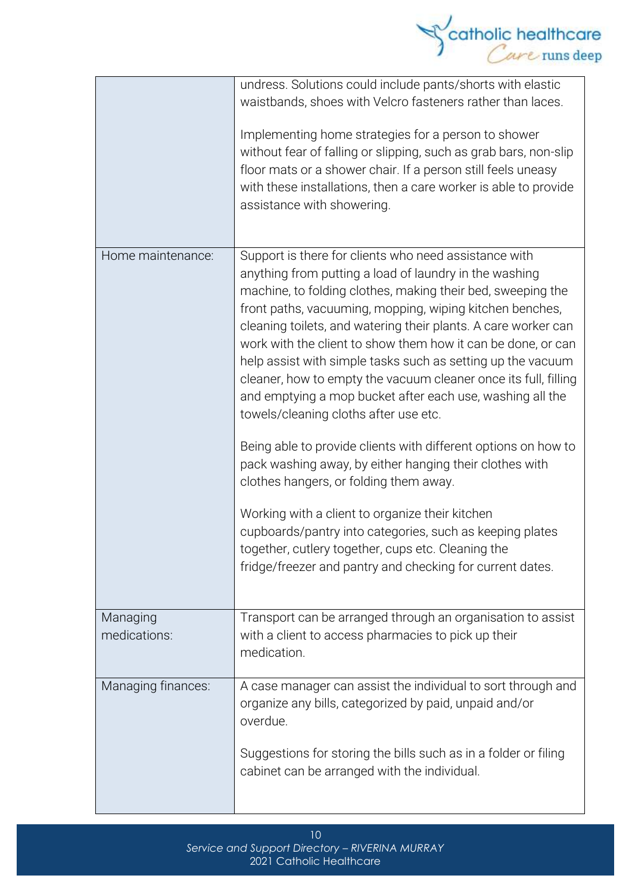| | |
|---|---|
| | undress. Solutions could include pants/shorts with elastic waistbands, shoes with Velcro fasteners rather than laces.<br><br>Implementing home strategies for a person to shower without fear of falling or slipping, such as grab bars, non-slip floor mats or a shower chair. If a person still feels uneasy with these installations, then a care worker is able to provide assistance with showering. |
| Home maintenance: | Support is there for clients who need assistance with anything from putting a load of laundry in the washing machine, to folding clothes, making their bed, sweeping the front paths, vacuuming, mopping, wiping kitchen benches, cleaning toilets, and watering their plants. A care worker can work with the client to show them how it can be done, or can help assist with simple tasks such as setting up the vacuum cleaner, how to empty the vacuum cleaner once its full, filling and emptying a mop bucket after each use, washing all the towels/cleaning cloths after use etc.<br><br>Being able to provide clients with different options on how to pack washing away, by either hanging their clothes with clothes hangers, or folding them away.<br><br>Working with a client to organize their kitchen cupboards/pantry into categories, such as keeping plates together, cutlery together, cups etc. Cleaning the fridge/freezer and pantry and checking for current dates. |
| Managing medications: | Transport can be arranged through an organisation to assist with a client to access pharmacies to pick up their medication. |
| Managing finances: | A case manager can assist the individual to sort through and organize any bills, categorized by paid, unpaid and/or overdue.<br><br>Suggestions for storing the bills such as in a folder or filing cabinet can be arranged with the individual. |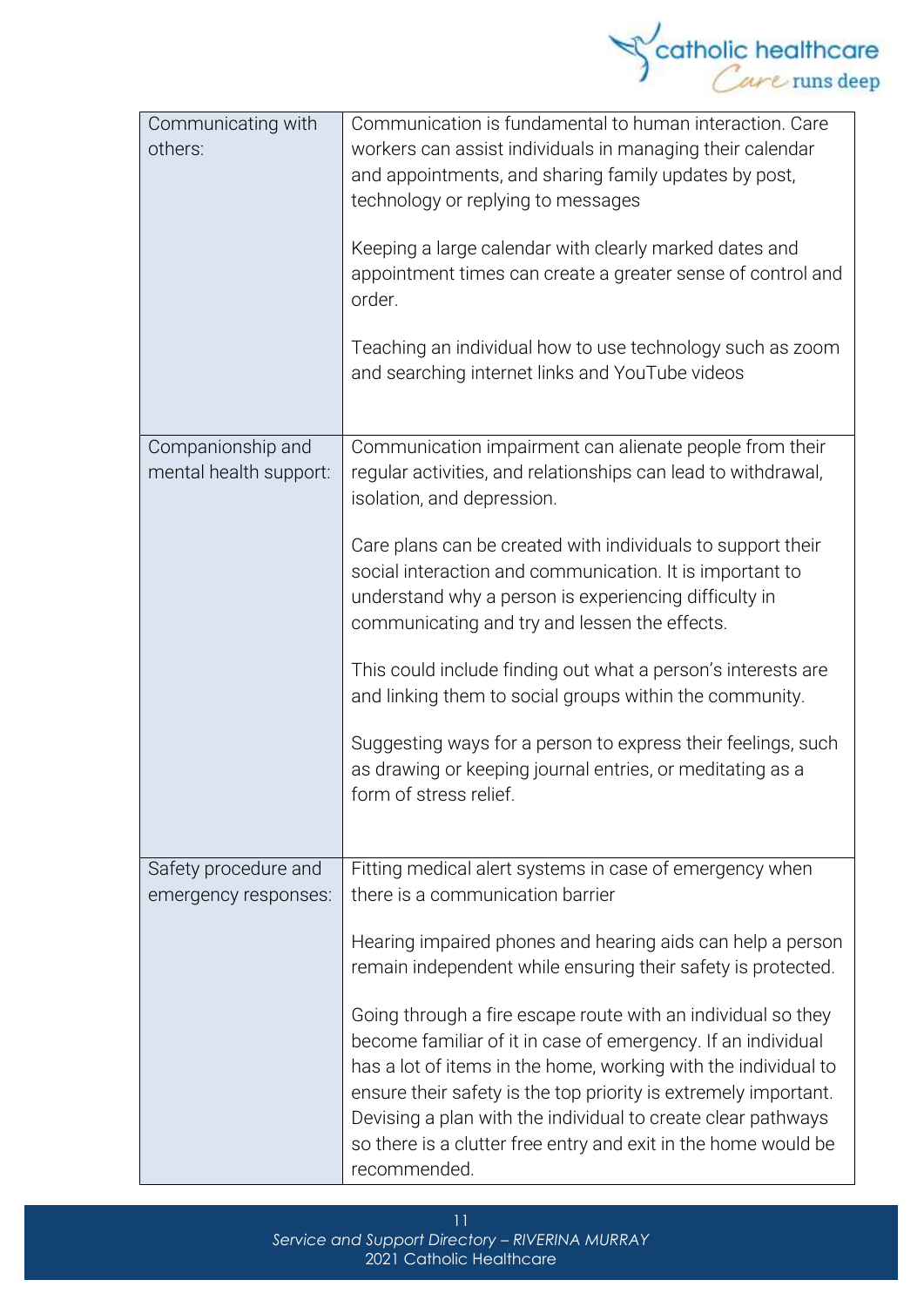| | |
|---|---|
| Communicating with others: | Communication is fundamental to human interaction. Care workers can assist individuals in managing their calendar and appointments, and sharing family updates by post, technology or replying to messages<br><br>Keeping a large calendar with clearly marked dates and appointment times can create a greater sense of control and order.<br><br>Teaching an individual how to use technology such as zoom and searching internet links and YouTube videos |
| Companionship and mental health support: | Communication impairment can alienate people from their regular activities, and relationships can lead to withdrawal, isolation, and depression.<br><br>Care plans can be created with individuals to support their social interaction and communication. It is important to understand why a person is experiencing difficulty in communicating and try and lessen the effects.<br><br>This could include finding out what a person's interests are and linking them to social groups within the community.<br><br>Suggesting ways for a person to express their feelings, such as drawing or keeping journal entries, or meditating as a form of stress relief. |
| Safety procedure and emergency responses: | Fitting medical alert systems in case of emergency when there is a communication barrier<br><br>Hearing impaired phones and hearing aids can help a person remain independent while ensuring their safety is protected.<br><br>Going through a fire escape route with an individual so they become familiar of it in case of emergency. If an individual has a lot of items in the home, working with the individual to ensure their safety is the top priority is extremely important. Devising a plan with the individual to create clear pathways so there is a clutter free entry and exit in the home would be recommended. |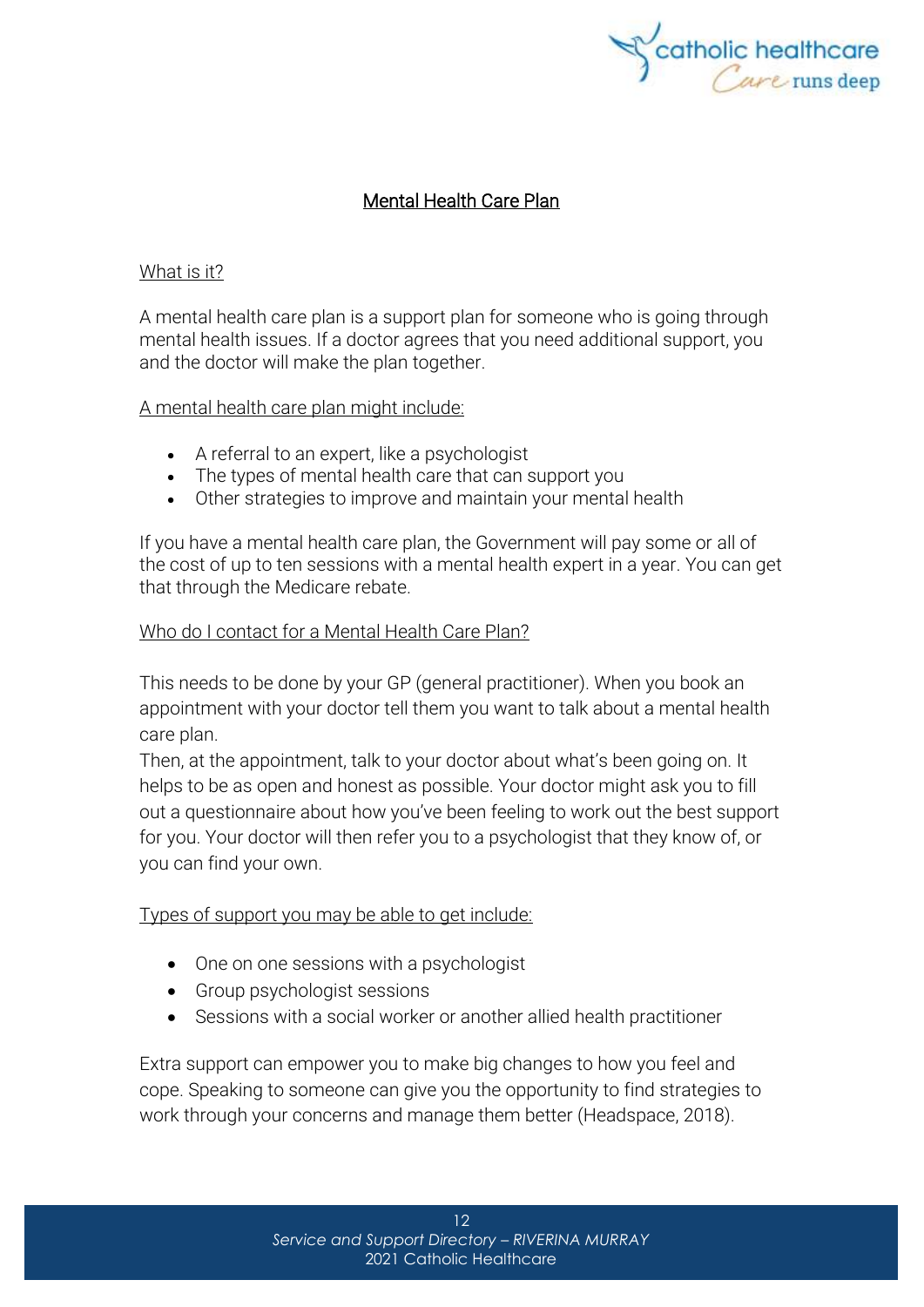## Mental Health Care Plan

### What is it?

A mental health care plan is a support plan for someone who is going through mental health issues. If a doctor agrees that you need additional support, you and the doctor will make the plan together.

### A mental health care plan might include:

- A referral to an expert, like a psychologist
- The types of mental health care that can support you
- Other strategies to improve and maintain your mental health

If you have a mental health care plan, the Government will pay some or all of the cost of up to ten sessions with a mental health expert in a year. You can get that through the Medicare rebate.

### Who do I contact for a Mental Health Care Plan?

This needs to be done by your GP (general practitioner). When you book an appointment with your doctor tell them you want to talk about a mental health care plan.

Then, at the appointment, talk to your doctor about what's been going on. It helps to be as open and honest as possible. Your doctor might ask you to fill out a questionnaire about how you've been feeling to work out the best support for you. Your doctor will then refer you to a psychologist that they know of, or you can find your own.

### Types of support you may be able to get include:

- One on one sessions with a psychologist
- Group psychologist sessions
- Sessions with a social worker or another allied health practitioner

Extra support can empower you to make big changes to how you feel and cope. Speaking to someone can give you the opportunity to find strategies to work through your concerns and manage them better (Headspace, 2018).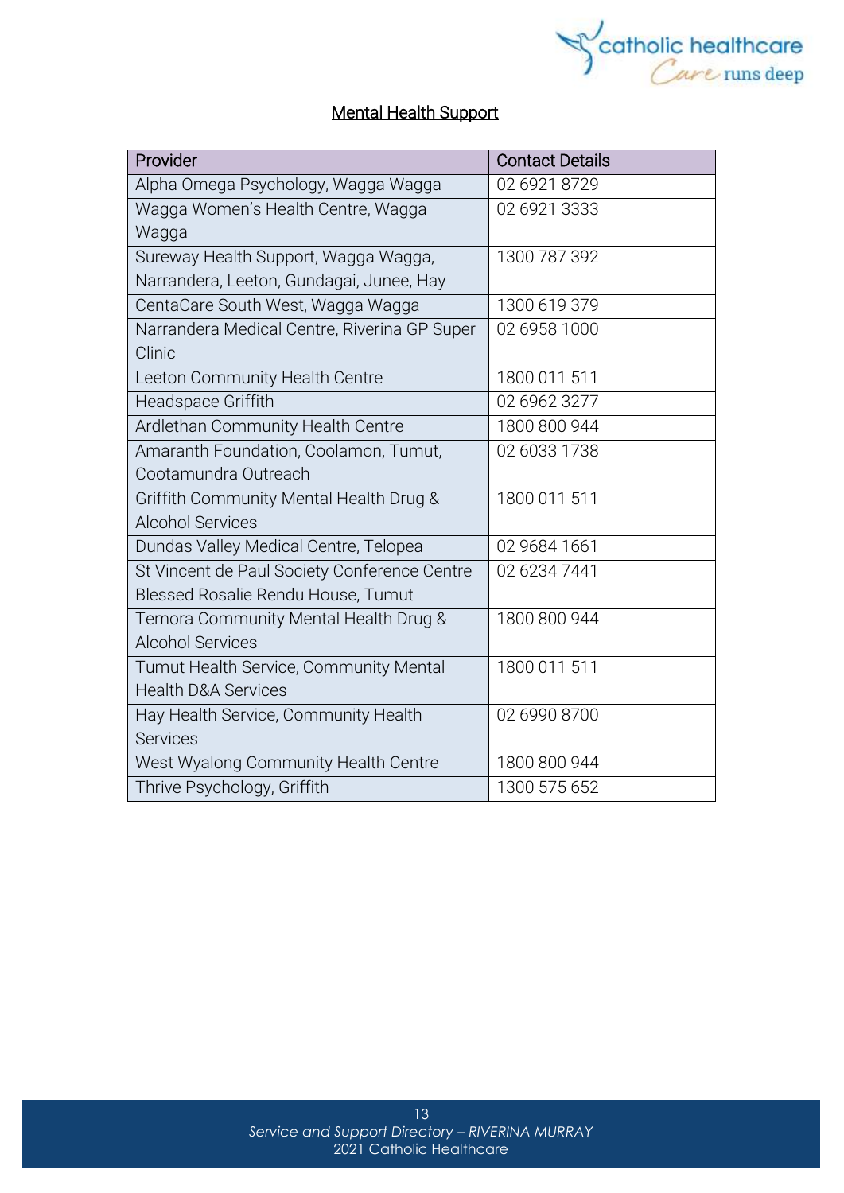## Mental Health Support

| Provider | Contact Details |
|---|---|
| Alpha Omega Psychology, Wagga Wagga | 02 6921 8729 |
| Wagga Women's Health Centre, Wagga Wagga | 02 6921 3333 |
| Sureway Health Support, Wagga Wagga, Narrandera, Leeton, Gundagai, Junee, Hay | 1300 787 392 |
| CentaCare South West, Wagga Wagga | 1300 619 379 |
| Narrandera Medical Centre, Riverina GP Super Clinic | 02 6958 1000 |
| Leeton Community Health Centre | 1800 011 511 |
| Headspace Griffith | 02 6962 3277 |
| Ardlethan Community Health Centre | 1800 800 944 |
| Amaranth Foundation, Coolamon, Tumut, Cootamundra Outreach | 02 6033 1738 |
| Griffith Community Mental Health Drug & Alcohol Services | 1800 011 511 |
| Dundas Valley Medical Centre, Telopea | 02 9684 1661 |
| St Vincent de Paul Society Conference Centre Blessed Rosalie Rendu House, Tumut | 02 6234 7441 |
| Temora Community Mental Health Drug & Alcohol Services | 1800 800 944 |
| Tumut Health Service, Community Mental Health D&A Services | 1800 011 511 |
| Hay Health Service, Community Health Services | 02 6990 8700 |
| West Wyalong Community Health Centre | 1800 800 944 |
| Thrive Psychology, Griffith | 1300 575 652 |